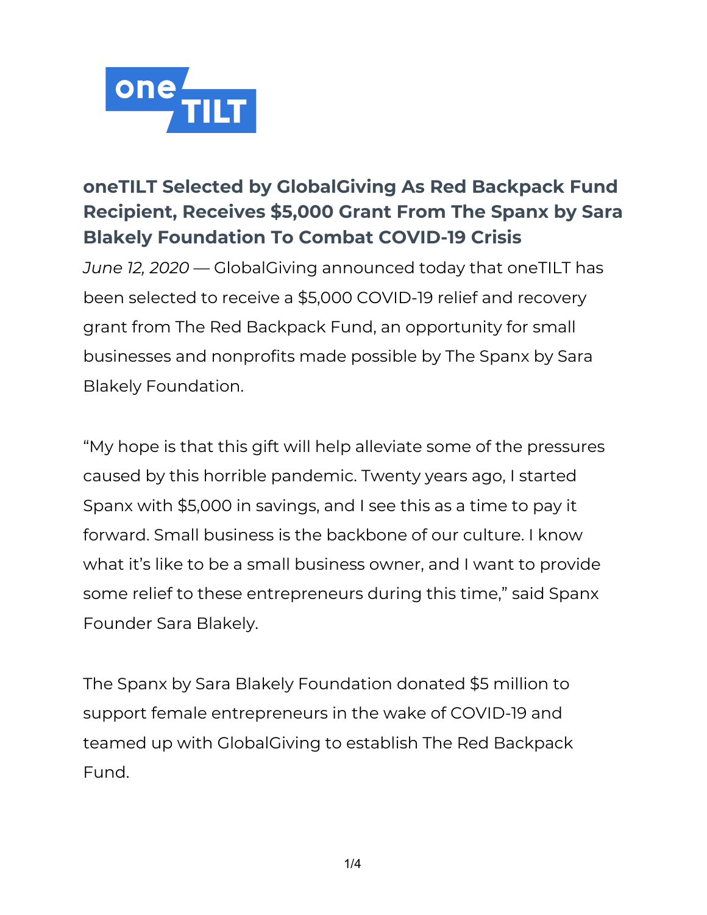# oneTILT Selected by GlobalGiving As Red Backpack Fund Recipient, Receives $5,000 Grant From The Spanx by Sara Blakely Foundation To Combat COVID-19 Crisis

*June 12, 2020* — GlobalGiving announced today that oneTILT has been selected to receive a $5,000 COVID-19 relief and recovery grant from The Red Backpack Fund, an opportunity for small businesses and nonprofits made possible by The Spanx by Sara Blakely Foundation.

"My hope is that this gift will help alleviate some of the pressures caused by this horrible pandemic. Twenty years ago, I started Spanx with $5,000 in savings, and I see this as a time to pay it forward. Small business is the backbone of our culture. I know what it's like to be a small business owner, and I want to provide some relief to these entrepreneurs during this time," said Spanx Founder Sara Blakely.

The Spanx by Sara Blakely Foundation donated $5 million to support female entrepreneurs in the wake of COVID-19 and teamed up with GlobalGiving to establish The Red Backpack Fund.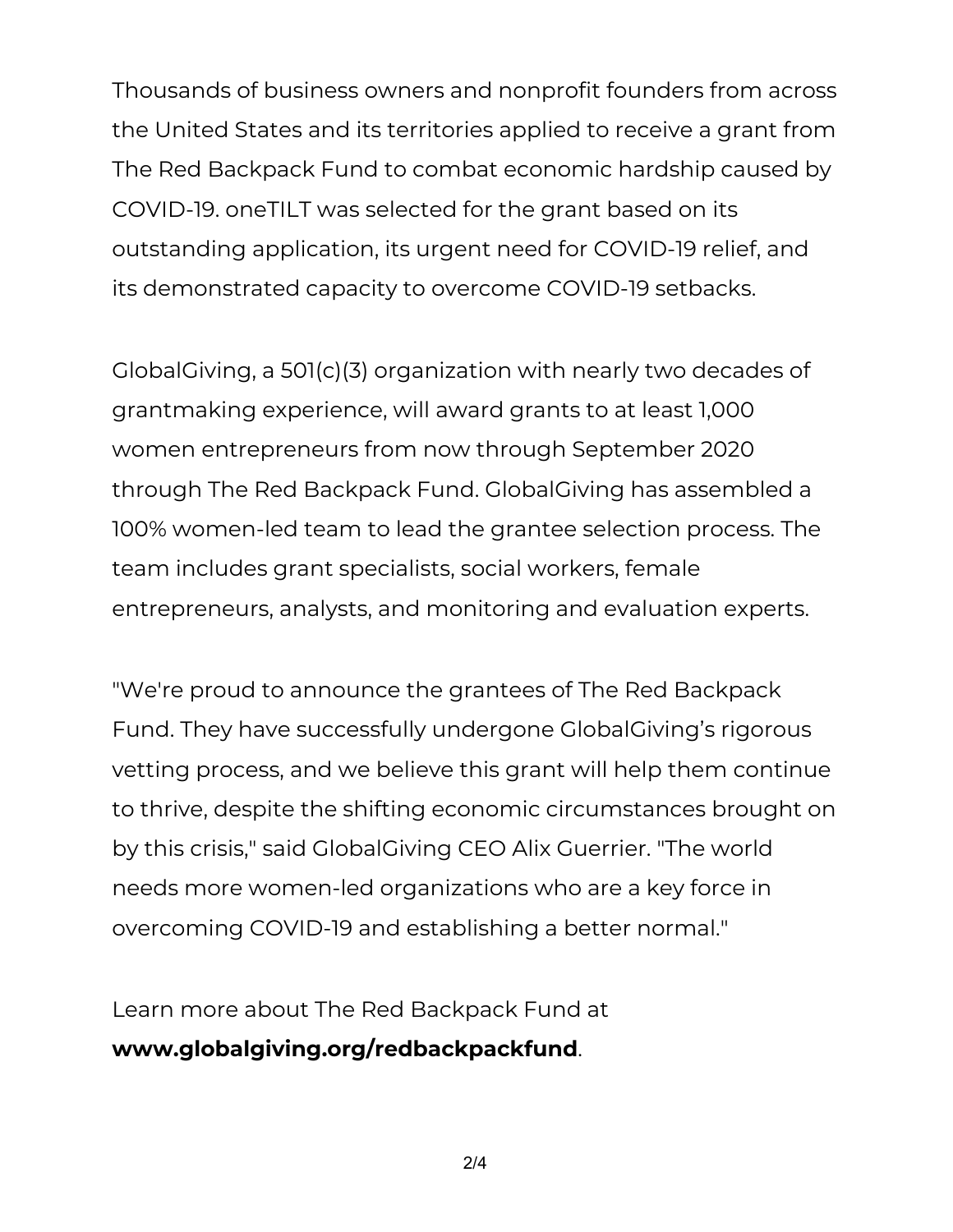Thousands of business owners and nonprofit founders from across the United States and its territories applied to receive a grant from The Red Backpack Fund to combat economic hardship caused by COVID-19. oneTILT was selected for the grant based on its outstanding application, its urgent need for COVID-19 relief, and its demonstrated capacity to overcome COVID-19 setbacks.

GlobalGiving, a 501(c)(3) organization with nearly two decades of grantmaking experience, will award grants to at least 1,000 women entrepreneurs from now through September 2020 through The Red Backpack Fund. GlobalGiving has assembled a 100% women-led team to lead the grantee selection process. The team includes grant specialists, social workers, female entrepreneurs, analysts, and monitoring and evaluation experts.

"We're proud to announce the grantees of The Red Backpack Fund. They have successfully undergone GlobalGiving's rigorous vetting process, and we believe this grant will help them continue to thrive, despite the shifting economic circumstances brought on by this crisis," said GlobalGiving CEO Alix Guerrier. "The world needs more women-led organizations who are a key force in overcoming COVID-19 and establishing a better normal."

Learn more about The Red Backpack Fund at **www.globalgiving.org/redbackpackfund**.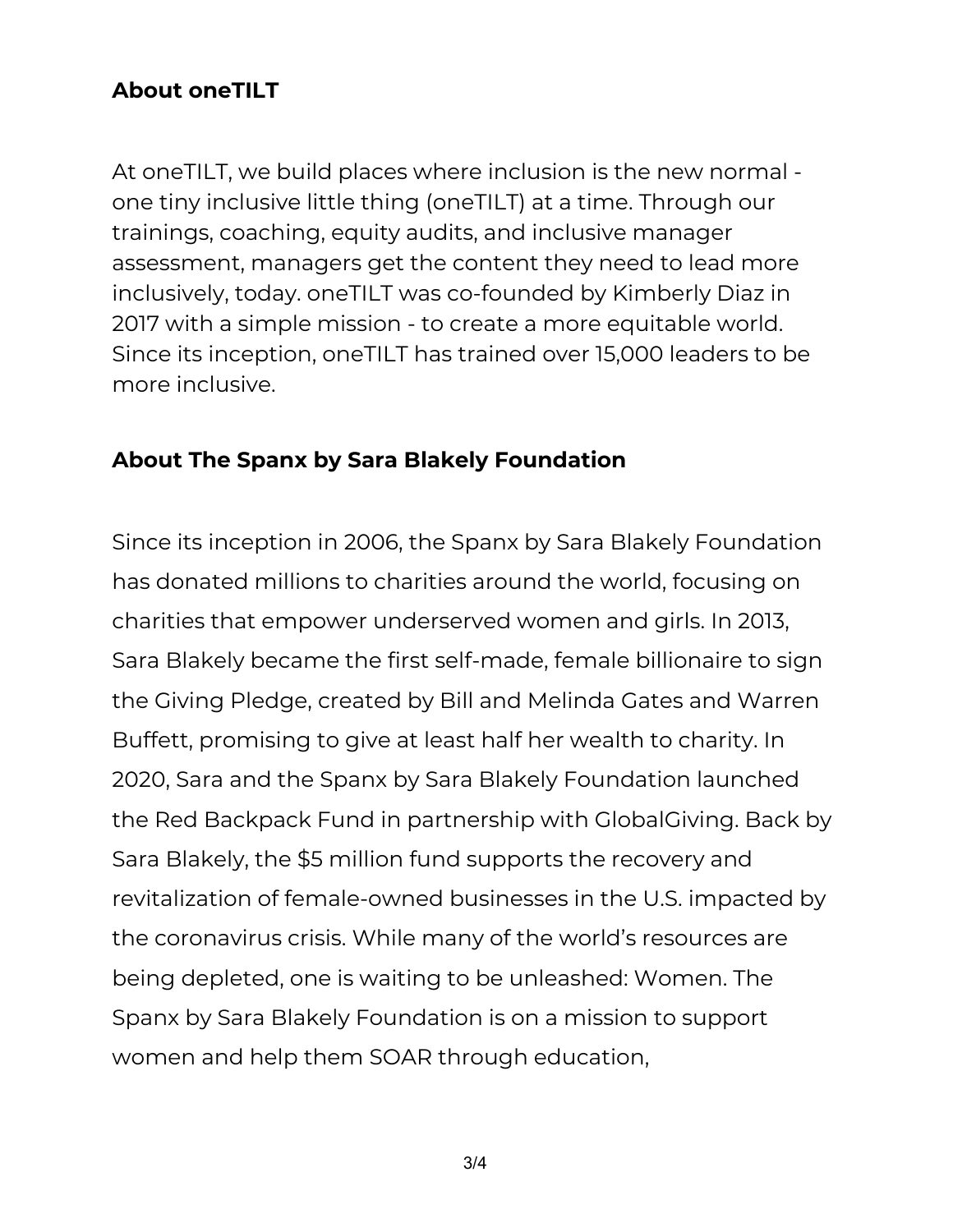**About oneTILT**

At oneTILT, we build places where inclusion is the new normal - one tiny inclusive little thing (oneTILT) at a time. Through our trainings, coaching, equity audits, and inclusive manager assessment, managers get the content they need to lead more inclusively, today. oneTILT was co-founded by Kimberly Diaz in 2017 with a simple mission - to create a more equitable world. Since its inception, oneTILT has trained over 15,000 leaders to be more inclusive.

**About The Spanx by Sara Blakely Foundation**

Since its inception in 2006, the Spanx by Sara Blakely Foundation has donated millions to charities around the world, focusing on charities that empower underserved women and girls. In 2013, Sara Blakely became the first self-made, female billionaire to sign the Giving Pledge, created by Bill and Melinda Gates and Warren Buffett, promising to give at least half her wealth to charity. In 2020, Sara and the Spanx by Sara Blakely Foundation launched the Red Backpack Fund in partnership with GlobalGiving. Back by Sara Blakely, the $5 million fund supports the recovery and revitalization of female-owned businesses in the U.S. impacted by the coronavirus crisis. While many of the world's resources are being depleted, one is waiting to be unleashed: Women. The Spanx by Sara Blakely Foundation is on a mission to support women and help them SOAR through education,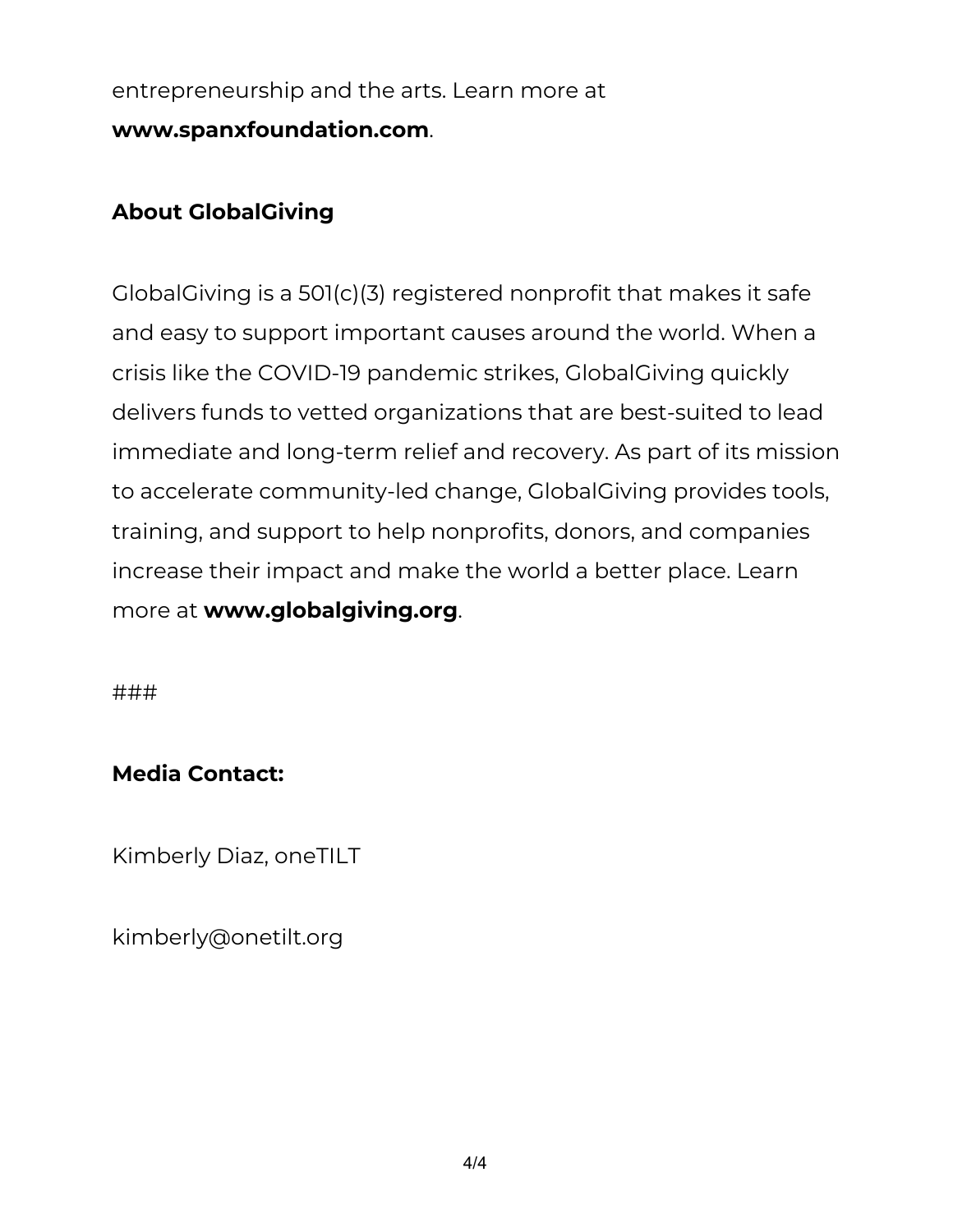entrepreneurship and the arts. Learn more at **www.spanxfoundation.com**.

**About GlobalGiving**

GlobalGiving is a 501(c)(3) registered nonprofit that makes it safe and easy to support important causes around the world. When a crisis like the COVID-19 pandemic strikes, GlobalGiving quickly delivers funds to vetted organizations that are best-suited to lead immediate and long-term relief and recovery. As part of its mission to accelerate community-led change, GlobalGiving provides tools, training, and support to help nonprofits, donors, and companies increase their impact and make the world a better place. Learn more at **www.globalgiving.org**.

###

**Media Contact:**

Kimberly Diaz, oneTILT

kimberly@onetilt.org